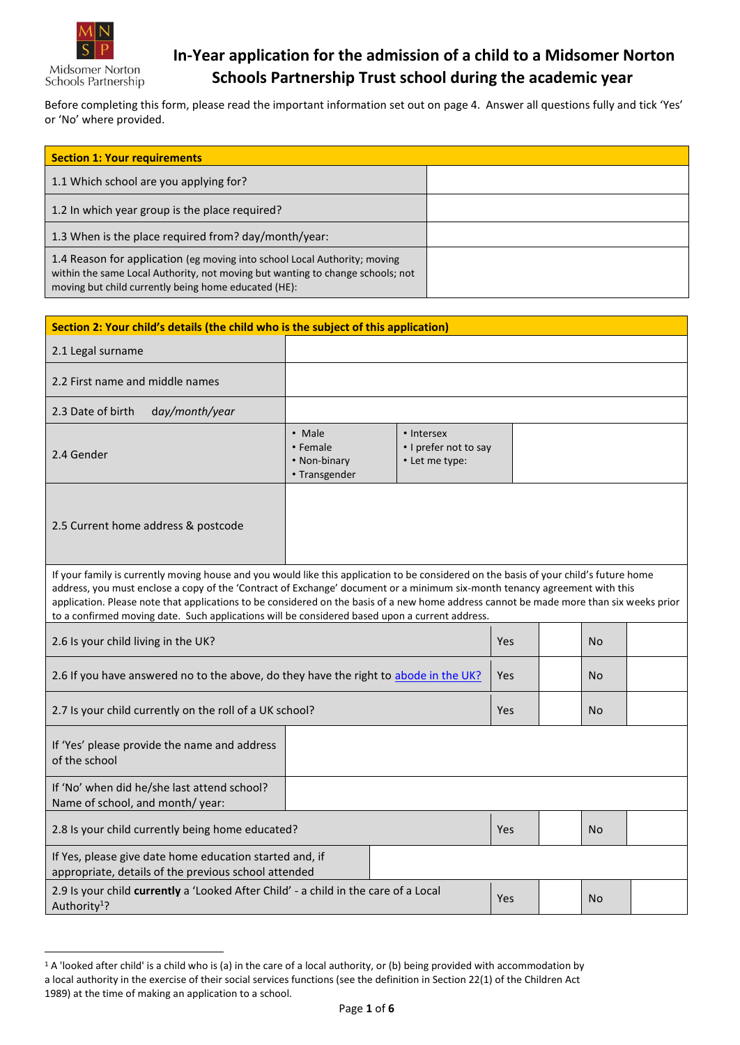# In-Year application for the admission of a child to a Midsomer Norton Schools Partnership Trust school during the academic year

Before completing this form, please read the important information set out on page 4. Answer all questions fully and tick 'Yes' or 'No' where provided.

| **Section 1: Your requirements** | |
|---|---|
| 1.1 Which school are you applying for? | |
| 1.2 In which year group is the place required? | |
| 1.3 When is the place required from? day/month/year: | |
| 1.4 Reason for application (eg moving into school Local Authority; moving within the same Local Authority, not moving but wanting to change schools; not moving but child currently being home educated (HE): | |

| **Section 2: Your child's details (the child who is the subject of this application)** | | | |
|---|---|---|---|
| 2.1 Legal surname | | | |
| 2.2 First name and middle names | | | |
| 2.3 Date of birth *day/month/year* | | | |
| 2.4 Gender | • Male<br>• Female<br>• Non-binary<br>• Transgender | • Intersex<br>• I prefer not to say<br>• Let me type: | |
| 2.5 Current home address & postcode | | | |

If your family is currently moving house and you would like this application to be considered on the basis of your child's future home address, you must enclose a copy of the 'Contract of Exchange' document or a minimum six-month tenancy agreement with this application. Please note that applications to be considered on the basis of a new home address cannot be made more than six weeks prior to a confirmed moving date. Such applications will be considered based upon a current address.

| Question | Yes | | No | |
|---|---|---|---|---|
| 2.6 Is your child living in the UK? | Yes | | No | |
| 2.6 If you have answered no to the above, do they have the right to [abode in the UK?]() | Yes | | No | |
| 2.7 Is your child currently on the roll of a UK school? | Yes | | No | |

| | |
|---|---|
| If 'Yes' please provide the name and address of the school | |
| If 'No' when did he/she last attend school? Name of school, and month/ year: | |

| Question | Yes | | No | |
|---|---|---|---|---|
| 2.8 Is your child currently being home educated? | Yes | | No | |

| | |
|---|---|
| If Yes, please give date home education started and, if appropriate, details of the previous school attended | |

| Question | Yes | | No | |
|---|---|---|---|---|
| 2.9 Is your child **currently** a 'Looked After Child' - a child in the care of a Local Authority[1]? | Yes | | No | |

[1] A 'looked after child' is a child who is (a) in the care of a local authority, or (b) being provided with accommodation by a local authority in the exercise of their social services functions (see the definition in Section 22(1) of the Children Act 1989) at the time of making an application to a school.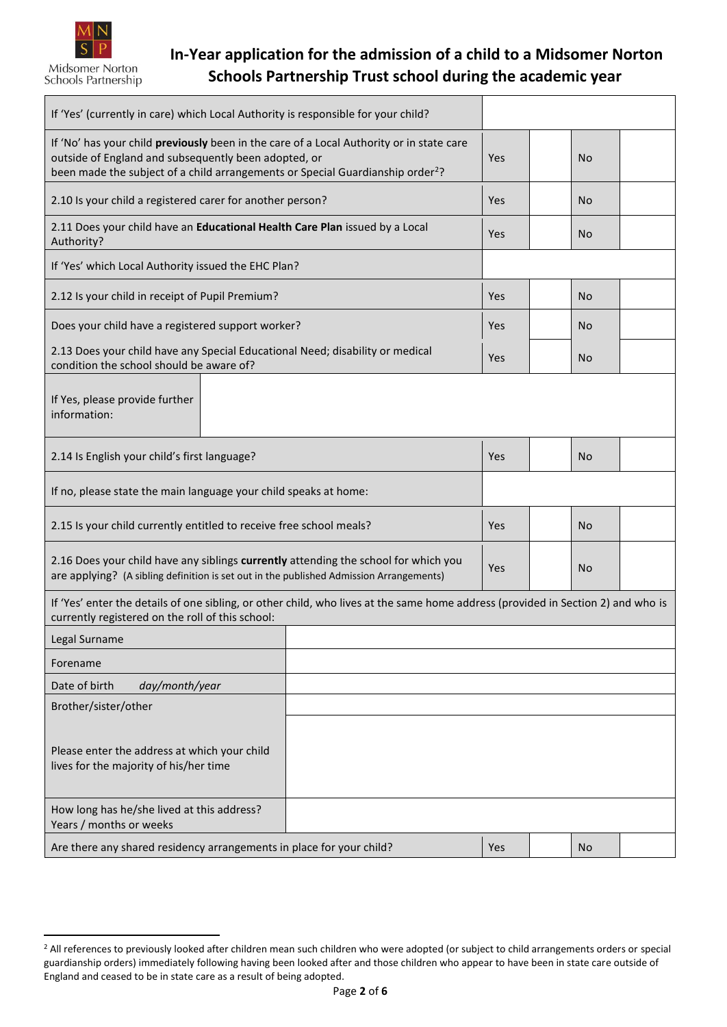# In-Year application for the admission of a child to a Midsomer Norton Schools Partnership Trust school during the academic year

| | | | | |
|---|---|---|---|---|
| If 'Yes' (currently in care) which Local Authority is responsible for your child? | | | | |
| If 'No' has your child **previously** been in the care of a Local Authority or in state care outside of England and subsequently been adopted, or been made the subject of a child arrangements or Special Guardianship order[2]? | Yes | | No | |
| 2.10 Is your child a registered carer for another person? | Yes | | No | |
| 2.11 Does your child have an **Educational Health Care Plan** issued by a Local Authority? | Yes | | No | |
| If 'Yes' which Local Authority issued the EHC Plan? | | | | |
| 2.12 Is your child in receipt of Pupil Premium? | Yes | | No | |
| Does your child have a registered support worker? | Yes | | No | |
| 2.13 Does your child have any Special Educational Need; disability or medical condition the school should be aware of? | Yes | | No | |
| If Yes, please provide further information: | | | | |
| 2.14 Is English your child's first language? | Yes | | No | |
| If no, please state the main language your child speaks at home: | | | | |
| 2.15 Is your child currently entitled to receive free school meals? | Yes | | No | |
| 2.16 Does your child have any siblings **currently** attending the school for which you are applying? (A sibling definition is set out in the published Admission Arrangements) | Yes | | No | |

If 'Yes' enter the details of one sibling, or other child, who lives at the same home address (provided in Section 2) and who is currently registered on the roll of this school:

| | |
|---|---|
| Legal Surname | |
| Forename | |
| Date of birth *day/month/year* | |
| Brother/sister/other | |
| Please enter the address at which your child lives for the majority of his/her time | |
| How long has he/she lived at this address? Years / months or weeks | |

| | | | | |
|---|---|---|---|---|
| Are there any shared residency arrangements in place for your child? | Yes | | No | |

[2] All references to previously looked after children mean such children who were adopted (or subject to child arrangements orders or special guardianship orders) immediately following having been looked after and those children who appear to have been in state care outside of England and ceased to be in state care as a result of being adopted.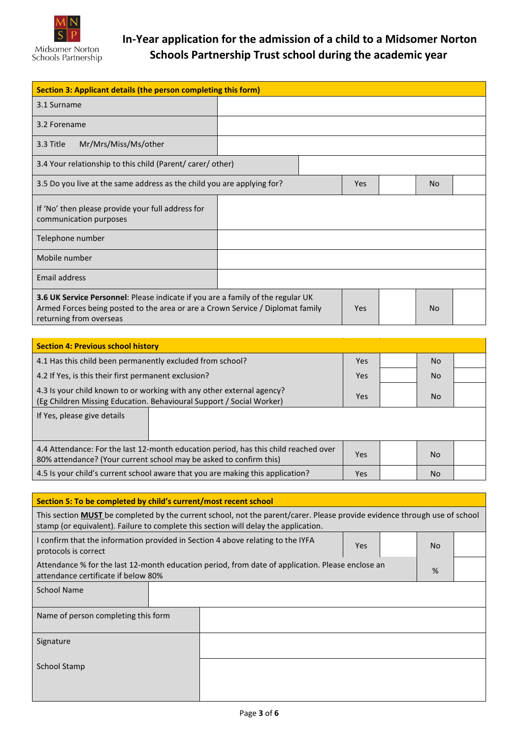Midsomer Norton Schools Partnership

# In-Year application for the admission of a child to a Midsomer Norton Schools Partnership Trust school during the academic year

| **Section 3: Applicant details (the person completing this form)** | | | | |
|---|---|---|---|---|
| 3.1 Surname | | | | |
| 3.2 Forename | | | | |
| 3.3 Title Mr/Mrs/Miss/Ms/other | | | | |
| 3.4 Your relationship to this child (Parent/ carer/ other) | | | | |
| 3.5 Do you live at the same address as the child you are applying for? | Yes | | No | |
| If 'No' then please provide your full address for communication purposes | | | | |
| Telephone number | | | | |
| Mobile number | | | | |
| Email address | | | | |
| **3.6 UK Service Personnel**: Please indicate if you are a family of the regular UK Armed Forces being posted to the area or are a Crown Service / Diplomat family returning from overseas | Yes | | No | |

| **Section 4: Previous school history** | | | | |
|---|---|---|---|---|
| 4.1 Has this child been permanently excluded from school? | Yes | | No | |
| 4.2 If Yes, is this their first permanent exclusion? | Yes | | No | |
| 4.3 Is your child known to or working with any other external agency? (Eg Children Missing Education. Behavioural Support / Social Worker) | Yes | | No | |
| If Yes, please give details | | | | |
| 4.4 Attendance: For the last 12-month education period, has this child reached over 80% attendance? (Your current school may be asked to confirm this) | Yes | | No | |
| 4.5 Is your child's current school aware that you are making this application? | Yes | | No | |

| **Section 5: To be completed by child's current/most recent school** | | | | |
|---|---|---|---|---|
| This section **MUST** be completed by the current school, not the parent/carer. Please provide evidence through use of school stamp (or equivalent). Failure to complete this section will delay the application. | | | | |
| I confirm that the information provided in Section 4 above relating to the IYFA protocols is correct | Yes | | No | |
| Attendance % for the last 12-month education period, from date of application. Please enclose an attendance certificate if below 80% | | | % | |
| School Name | | | | |
| Name of person completing this form | | | | |
| Signature | | | | |
| School Stamp | | | | |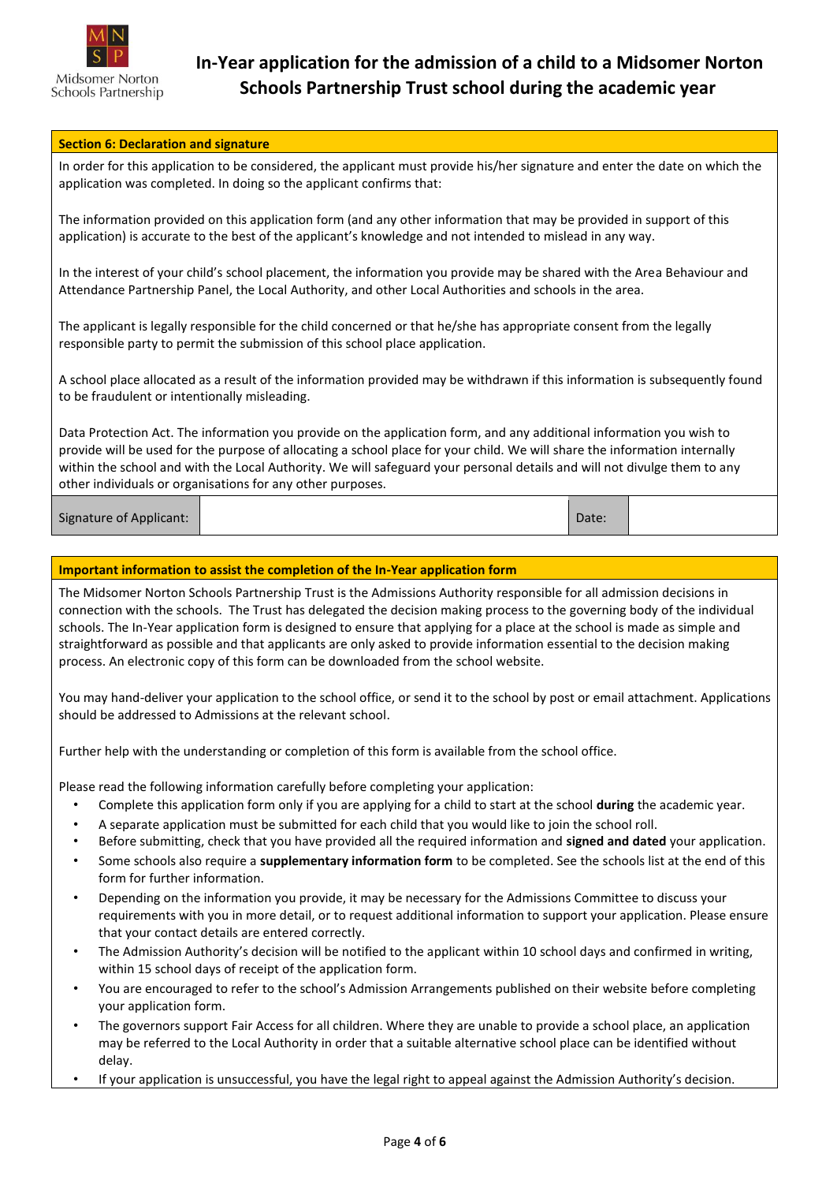# In-Year application for the admission of a child to a Midsomer Norton Schools Partnership Trust school during the academic year

## Section 6: Declaration and signature

In order for this application to be considered, the applicant must provide his/her signature and enter the date on which the application was completed. In doing so the applicant confirms that:

The information provided on this application form (and any other information that may be provided in support of this application) is accurate to the best of the applicant's knowledge and not intended to mislead in any way.

In the interest of your child's school placement, the information you provide may be shared with the Area Behaviour and Attendance Partnership Panel, the Local Authority, and other Local Authorities and schools in the area.

The applicant is legally responsible for the child concerned or that he/she has appropriate consent from the legally responsible party to permit the submission of this school place application.

A school place allocated as a result of the information provided may be withdrawn if this information is subsequently found to be fraudulent or intentionally misleading.

Data Protection Act. The information you provide on the application form, and any additional information you wish to provide will be used for the purpose of allocating a school place for your child. We will share the information internally within the school and with the Local Authority. We will safeguard your personal details and will not divulge them to any other individuals or organisations for any other purposes.

| Signature of Applicant: | | Date: | |
|---|---|---|---|

## Important information to assist the completion of the In-Year application form

The Midsomer Norton Schools Partnership Trust is the Admissions Authority responsible for all admission decisions in connection with the schools. The Trust has delegated the decision making process to the governing body of the individual schools. The In-Year application form is designed to ensure that applying for a place at the school is made as simple and straightforward as possible and that applicants are only asked to provide information essential to the decision making process. An electronic copy of this form can be downloaded from the school website.

You may hand-deliver your application to the school office, or send it to the school by post or email attachment. Applications should be addressed to Admissions at the relevant school.

Further help with the understanding or completion of this form is available from the school office.

Please read the following information carefully before completing your application:

- Complete this application form only if you are applying for a child to start at the school **during** the academic year.
- A separate application must be submitted for each child that you would like to join the school roll.
- Before submitting, check that you have provided all the required information and **signed and dated** your application.
- Some schools also require a **supplementary information form** to be completed. See the schools list at the end of this form for further information.
- Depending on the information you provide, it may be necessary for the Admissions Committee to discuss your requirements with you in more detail, or to request additional information to support your application. Please ensure that your contact details are entered correctly.
- The Admission Authority's decision will be notified to the applicant within 10 school days and confirmed in writing, within 15 school days of receipt of the application form.
- You are encouraged to refer to the school's Admission Arrangements published on their website before completing your application form.
- The governors support Fair Access for all children. Where they are unable to provide a school place, an application may be referred to the Local Authority in order that a suitable alternative school place can be identified without delay.
- If your application is unsuccessful, you have the legal right to appeal against the Admission Authority's decision.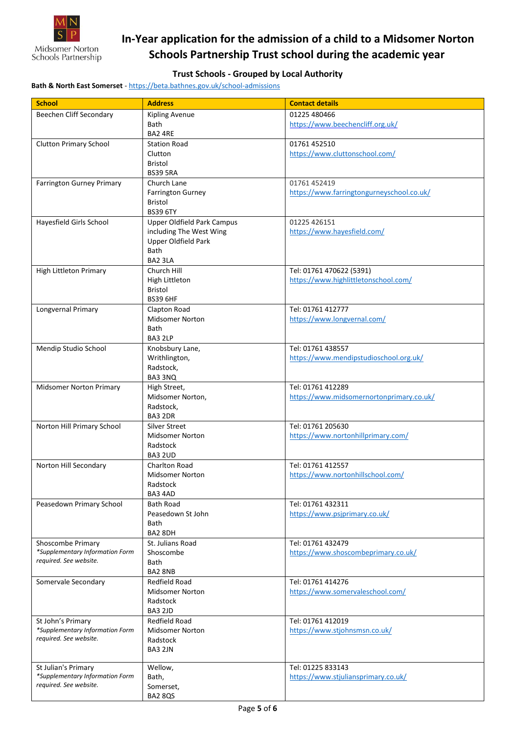# In-Year application for the admission of a child to a Midsomer Norton Schools Partnership Trust school during the academic year

## Trust Schools - Grouped by Local Authority

**Bath & North East Somerset** - https://beta.bathnes.gov.uk/school-admissions

| School | Address | Contact details |
|---|---|---|
| Beechen Cliff Secondary | Kipling Avenue<br>Bath<br>BA2 4RE | 01225 480466<br>https://www.beechencliff.org.uk/ |
| Clutton Primary School | Station Road<br>Clutton<br>Bristol<br>BS39 5RA | 01761 452510<br>https://www.cluttonschool.com/ |
| Farrington Gurney Primary | Church Lane<br>Farrington Gurney<br>Bristol<br>BS39 6TY | 01761 452419<br>https://www.farringtongurneyschool.co.uk/ |
| Hayesfield Girls School | Upper Oldfield Park Campus including The West Wing<br>Upper Oldfield Park<br>Bath<br>BA2 3LA | 01225 426151<br>https://www.hayesfield.com/ |
| High Littleton Primary | Church Hill<br>High Littleton<br>Bristol<br>BS39 6HF | Tel: 01761 470622 (5391)<br>https://www.highlittletonschool.com/ |
| Longvernal Primary | Clapton Road<br>Midsomer Norton<br>Bath<br>BA3 2LP | Tel: 01761 412777<br>https://www.longvernal.com/ |
| Mendip Studio School | Knobsbury Lane,<br>Writhlington,<br>Radstock,<br>BA3 3NQ | Tel: 01761 438557<br>https://www.mendipstudioschool.org.uk/ |
| Midsomer Norton Primary | High Street,<br>Midsomer Norton,<br>Radstock,<br>BA3 2DR | Tel: 01761 412289<br>https://www.midsomernortonprimary.co.uk/ |
| Norton Hill Primary School | Silver Street<br>Midsomer Norton<br>Radstock<br>BA3 2UD | Tel: 01761 205630<br>https://www.nortonhillprimary.com/ |
| Norton Hill Secondary | Charlton Road<br>Midsomer Norton<br>Radstock<br>BA3 4AD | Tel: 01761 412557<br>https://www.nortonhillschool.com/ |
| Peasedown Primary School | Bath Road<br>Peasedown St John<br>Bath<br>BA2 8DH | Tel: 01761 432311<br>https://www.psjprimary.co.uk/ |
| Shoscombe Primary<br>*\*Supplementary Information Form required. See website.* | St. Julians Road<br>Shoscombe<br>Bath<br>BA2 8NB | Tel: 01761 432479<br>https://www.shoscombeprimary.co.uk/ |
| Somervale Secondary | Redfield Road<br>Midsomer Norton<br>Radstock<br>BA3 2JD | Tel: 01761 414276<br>https://www.somervaleschool.com/ |
| St John's Primary<br>*\*Supplementary Information Form required. See website.* | Redfield Road<br>Midsomer Norton<br>Radstock<br>BA3 2JN | Tel: 01761 412019<br>https://www.stjohnsmsn.co.uk/ |
| St Julian's Primary<br>*\*Supplementary Information Form required. See website.* | Wellow,<br>Bath,<br>Somerset,<br>BA2 8QS | Tel: 01225 833143<br>https://www.stjuliansprimary.co.uk/ |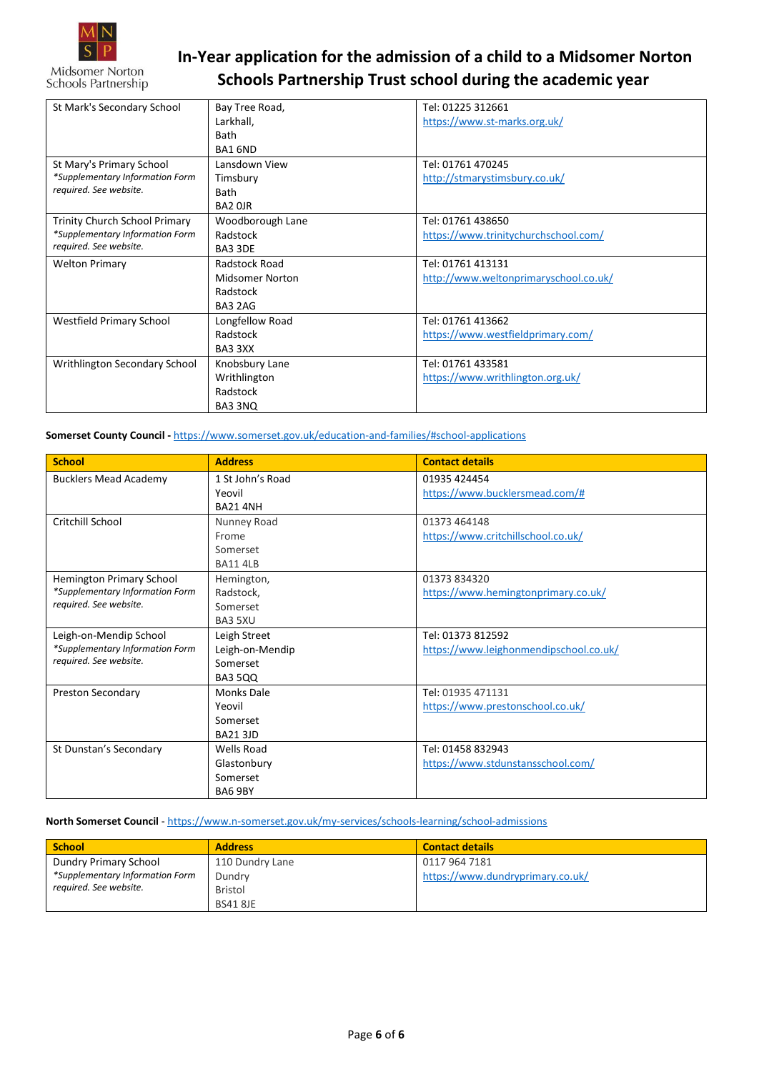# In-Year application for the admission of a child to a Midsomer Norton Schools Partnership Trust school during the academic year

| | | |
|---|---|---|
| St Mark's Secondary School | Bay Tree Road, Larkhall, Bath BA1 6ND | Tel: 01225 312661 https://www.st-marks.org.uk/ |
| St Mary's Primary School *\*Supplementary Information Form required. See website.* | Lansdown View Timsbury Bath BA2 0JR | Tel: 01761 470245 http://stmarystimsbury.co.uk/ |
| Trinity Church School Primary *\*Supplementary Information Form required. See website.* | Woodborough Lane Radstock BA3 3DE | Tel: 01761 438650 https://www.trinitychurchschool.com/ |
| Welton Primary | Radstock Road Midsomer Norton Radstock BA3 2AG | Tel: 01761 413131 http://www.weltonprimaryschool.co.uk/ |
| Westfield Primary School | Longfellow Road Radstock BA3 3XX | Tel: 01761 413662 https://www.westfieldprimary.com/ |
| Writhlington Secondary School | Knobsbury Lane Writhlington Radstock BA3 3NQ | Tel: 01761 433581 https://www.writhlington.org.uk/ |

**Somerset County Council -** https://www.somerset.gov.uk/education-and-families/#school-applications

| School | Address | Contact details |
|---|---|---|
| Bucklers Mead Academy | 1 St John's Road Yeovil BA21 4NH | 01935 424454 https://www.bucklersmead.com/# |
| Critchill School | Nunney Road Frome Somerset BA11 4LB | 01373 464148 https://www.critchillschool.co.uk/ |
| Hemington Primary School *\*Supplementary Information Form required. See website.* | Hemington, Radstock, Somerset BA3 5XU | 01373 834320 https://www.hemingtonprimary.co.uk/ |
| Leigh-on-Mendip School *\*Supplementary Information Form required. See website.* | Leigh Street Leigh-on-Mendip Somerset BA3 5QQ | Tel: 01373 812592 https://www.leighonmendipschool.co.uk/ |
| Preston Secondary | Monks Dale Yeovil Somerset BA21 3JD | Tel: 01935 471131 https://www.prestonschool.co.uk/ |
| St Dunstan's Secondary | Wells Road Glastonbury Somerset BA6 9BY | Tel: 01458 832943 https://www.stdunstansschool.com/ |

**North Somerset Council** - https://www.n-somerset.gov.uk/my-services/schools-learning/school-admissions

| School | Address | Contact details |
|---|---|---|
| Dundry Primary School *\*Supplementary Information Form required. See website.* | 110 Dundry Lane Dundry Bristol BS41 8JE | 0117 964 7181 https://www.dundryprimary.co.uk/ |